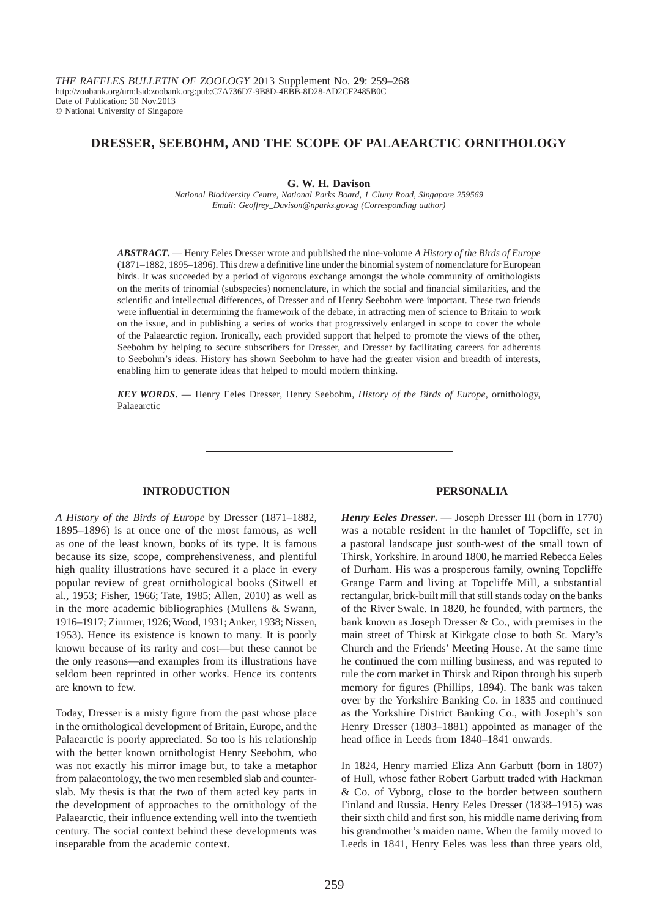THE RAFFLES BULLETIN OF ZOOLOGY 2013 Supplement No. **29**: 259–268
http://zoobank.org/urn:lsid:zoobank.org:pub:C7A736D7-9B8D-4EBB-8D28-AD2CF2485B0C
Date of Publication: 30 Nov.2013
© National University of Singapore

# DRESSER, SEEBOHM, AND THE SCOPE OF PALAEARCTIC ORNITHOLOGY

**G. W. H. Davison**

*National Biodiversity Centre, National Parks Board, 1 Cluny Road, Singapore 259569*
*Email: Geoffrey_Davison@nparks.gov.sg (Corresponding author)*

***ABSTRACT***. — Henry Eeles Dresser wrote and published the nine-volume *A History of the Birds of Europe* (1871–1882, 1895–1896). This drew a definitive line under the binomial system of nomenclature for European birds. It was succeeded by a period of vigorous exchange amongst the whole community of ornithologists on the merits of trinomial (subspecies) nomenclature, in which the social and financial similarities, and the scientific and intellectual differences, of Dresser and of Henry Seebohm were important. These two friends were influential in determining the framework of the debate, in attracting men of science to Britain to work on the issue, and in publishing a series of works that progressively enlarged in scope to cover the whole of the Palaearctic region. Ironically, each provided support that helped to promote the views of the other, Seebohm by helping to secure subscribers for Dresser, and Dresser by facilitating careers for adherents to Seebohm's ideas. History has shown Seebohm to have had the greater vision and breadth of interests, enabling him to generate ideas that helped to mould modern thinking.

***KEY WORDS***. — Henry Eeles Dresser, Henry Seebohm, *History of the Birds of Europe*, ornithology, Palaearctic

## INTRODUCTION

*A History of the Birds of Europe* by Dresser (1871–1882, 1895–1896) is at once one of the most famous, as well as one of the least known, books of its type. It is famous because its size, scope, comprehensiveness, and plentiful high quality illustrations have secured it a place in every popular review of great ornithological books (Sitwell et al., 1953; Fisher, 1966; Tate, 1985; Allen, 2010) as well as in the more academic bibliographies (Mullens & Swann, 1916–1917; Zimmer, 1926; Wood, 1931; Anker, 1938; Nissen, 1953). Hence its existence is known to many. It is poorly known because of its rarity and cost—but these cannot be the only reasons—and examples from its illustrations have seldom been reprinted in other works. Hence its contents are known to few.

Today, Dresser is a misty figure from the past whose place in the ornithological development of Britain, Europe, and the Palaearctic is poorly appreciated. So too is his relationship with the better known ornithologist Henry Seebohm, who was not exactly his mirror image but, to take a metaphor from palaeontology, the two men resembled slab and counter-slab. My thesis is that the two of them acted key parts in the development of approaches to the ornithology of the Palaearctic, their influence extending well into the twentieth century. The social context behind these developments was inseparable from the academic context.

## PERSONALIA

***Henry Eeles Dresser***. — Joseph Dresser III (born in 1770) was a notable resident in the hamlet of Topcliffe, set in a pastoral landscape just south-west of the small town of Thirsk, Yorkshire. In around 1800, he married Rebecca Eeles of Durham. His was a prosperous family, owning Topcliffe Grange Farm and living at Topcliffe Mill, a substantial rectangular, brick-built mill that still stands today on the banks of the River Swale. In 1820, he founded, with partners, the bank known as Joseph Dresser & Co., with premises in the main street of Thirsk at Kirkgate close to both St. Mary's Church and the Friends' Meeting House. At the same time he continued the corn milling business, and was reputed to rule the corn market in Thirsk and Ripon through his superb memory for figures (Phillips, 1894). The bank was taken over by the Yorkshire Banking Co. in 1835 and continued as the Yorkshire District Banking Co., with Joseph's son Henry Dresser (1803–1881) appointed as manager of the head office in Leeds from 1840–1841 onwards.

In 1824, Henry married Eliza Ann Garbutt (born in 1807) of Hull, whose father Robert Garbutt traded with Hackman & Co. of Vyborg, close to the border between southern Finland and Russia. Henry Eeles Dresser (1838–1915) was their sixth child and first son, his middle name deriving from his grandmother's maiden name. When the family moved to Leeds in 1841, Henry Eeles was less than three years old,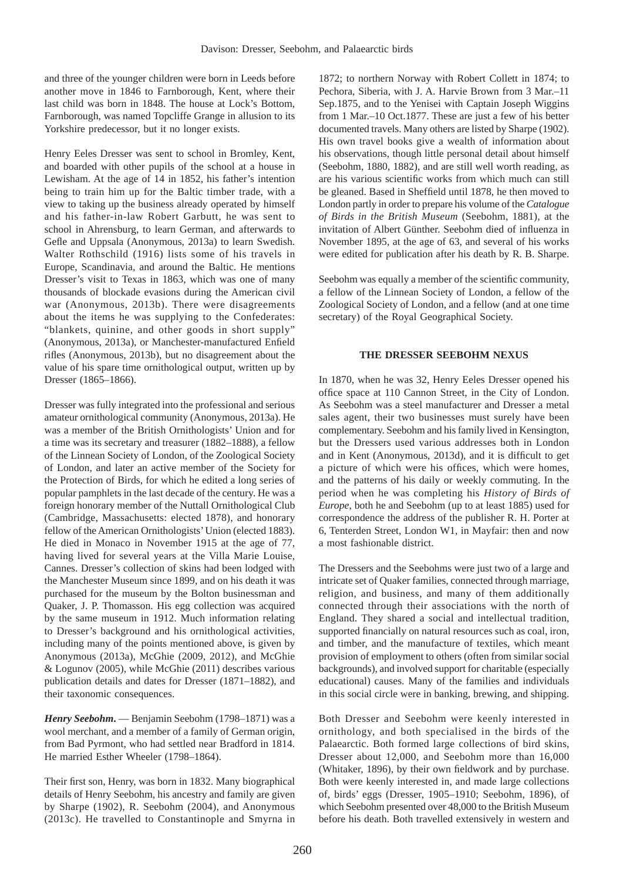and three of the younger children were born in Leeds before another move in 1846 to Farnborough, Kent, where their last child was born in 1848. The house at Lock's Bottom, Farnborough, was named Topcliffe Grange in allusion to its Yorkshire predecessor, but it no longer exists.

Henry Eeles Dresser was sent to school in Bromley, Kent, and boarded with other pupils of the school at a house in Lewisham. At the age of 14 in 1852, his father's intention being to train him up for the Baltic timber trade, with a view to taking up the business already operated by himself and his father-in-law Robert Garbutt, he was sent to school in Ahrensburg, to learn German, and afterwards to Gefle and Uppsala (Anonymous, 2013a) to learn Swedish. Walter Rothschild (1916) lists some of his travels in Europe, Scandinavia, and around the Baltic. He mentions Dresser's visit to Texas in 1863, which was one of many thousands of blockade evasions during the American civil war (Anonymous, 2013b). There were disagreements about the items he was supplying to the Confederates: "blankets, quinine, and other goods in short supply" (Anonymous, 2013a), or Manchester-manufactured Enfield rifles (Anonymous, 2013b), but no disagreement about the value of his spare time ornithological output, written up by Dresser (1865–1866).

Dresser was fully integrated into the professional and serious amateur ornithological community (Anonymous, 2013a). He was a member of the British Ornithologists' Union and for a time was its secretary and treasurer (1882–1888), a fellow of the Linnean Society of London, of the Zoological Society of London, and later an active member of the Society for the Protection of Birds, for which he edited a long series of popular pamphlets in the last decade of the century. He was a foreign honorary member of the Nuttall Ornithological Club (Cambridge, Massachusetts: elected 1878), and honorary fellow of the American Ornithologists' Union (elected 1883). He died in Monaco in November 1915 at the age of 77, having lived for several years at the Villa Marie Louise, Cannes. Dresser's collection of skins had been lodged with the Manchester Museum since 1899, and on his death it was purchased for the museum by the Bolton businessman and Quaker, J. P. Thomasson. His egg collection was acquired by the same museum in 1912. Much information relating to Dresser's background and his ornithological activities, including many of the points mentioned above, is given by Anonymous (2013a), McGhie (2009, 2012), and McGhie & Logunov (2005), while McGhie (2011) describes various publication details and dates for Dresser (1871–1882), and their taxonomic consequences.

***Henry Seebohm.*** — Benjamin Seebohm (1798–1871) was a wool merchant, and a member of a family of German origin, from Bad Pyrmont, who had settled near Bradford in 1814. He married Esther Wheeler (1798–1864).

Their first son, Henry, was born in 1832. Many biographical details of Henry Seebohm, his ancestry and family are given by Sharpe (1902), R. Seebohm (2004), and Anonymous (2013c). He travelled to Constantinople and Smyrna in 1872; to northern Norway with Robert Collett in 1874; to Pechora, Siberia, with J. A. Harvie Brown from 3 Mar.–11 Sep.1875, and to the Yenisei with Captain Joseph Wiggins from 1 Mar.–10 Oct.1877. These are just a few of his better documented travels. Many others are listed by Sharpe (1902). His own travel books give a wealth of information about his observations, though little personal detail about himself (Seebohm, 1880, 1882), and are still well worth reading, as are his various scientific works from which much can still be gleaned. Based in Sheffield until 1878, he then moved to London partly in order to prepare his volume of the *Catalogue of Birds in the British Museum* (Seebohm, 1881), at the invitation of Albert Günther. Seebohm died of influenza in November 1895, at the age of 63, and several of his works were edited for publication after his death by R. B. Sharpe.

Seebohm was equally a member of the scientific community, a fellow of the Linnean Society of London, a fellow of the Zoological Society of London, and a fellow (and at one time secretary) of the Royal Geographical Society.

## THE DRESSER SEEBOHM NEXUS

In 1870, when he was 32, Henry Eeles Dresser opened his office space at 110 Cannon Street, in the City of London. As Seebohm was a steel manufacturer and Dresser a metal sales agent, their two businesses must surely have been complementary. Seebohm and his family lived in Kensington, but the Dressers used various addresses both in London and in Kent (Anonymous, 2013d), and it is difficult to get a picture of which were his offices, which were homes, and the patterns of his daily or weekly commuting. In the period when he was completing his *History of Birds of Europe*, both he and Seebohm (up to at least 1885) used for correspondence the address of the publisher R. H. Porter at 6, Tenterden Street, London W1, in Mayfair: then and now a most fashionable district.

The Dressers and the Seebohms were just two of a large and intricate set of Quaker families, connected through marriage, religion, and business, and many of them additionally connected through their associations with the north of England. They shared a social and intellectual tradition, supported financially on natural resources such as coal, iron, and timber, and the manufacture of textiles, which meant provision of employment to others (often from similar social backgrounds), and involved support for charitable (especially educational) causes. Many of the families and individuals in this social circle were in banking, brewing, and shipping.

Both Dresser and Seebohm were keenly interested in ornithology, and both specialised in the birds of the Palaearctic. Both formed large collections of bird skins, Dresser about 12,000, and Seebohm more than 16,000 (Whitaker, 1896), by their own fieldwork and by purchase. Both were keenly interested in, and made large collections of, birds' eggs (Dresser, 1905–1910; Seebohm, 1896), of which Seebohm presented over 48,000 to the British Museum before his death. Both travelled extensively in western and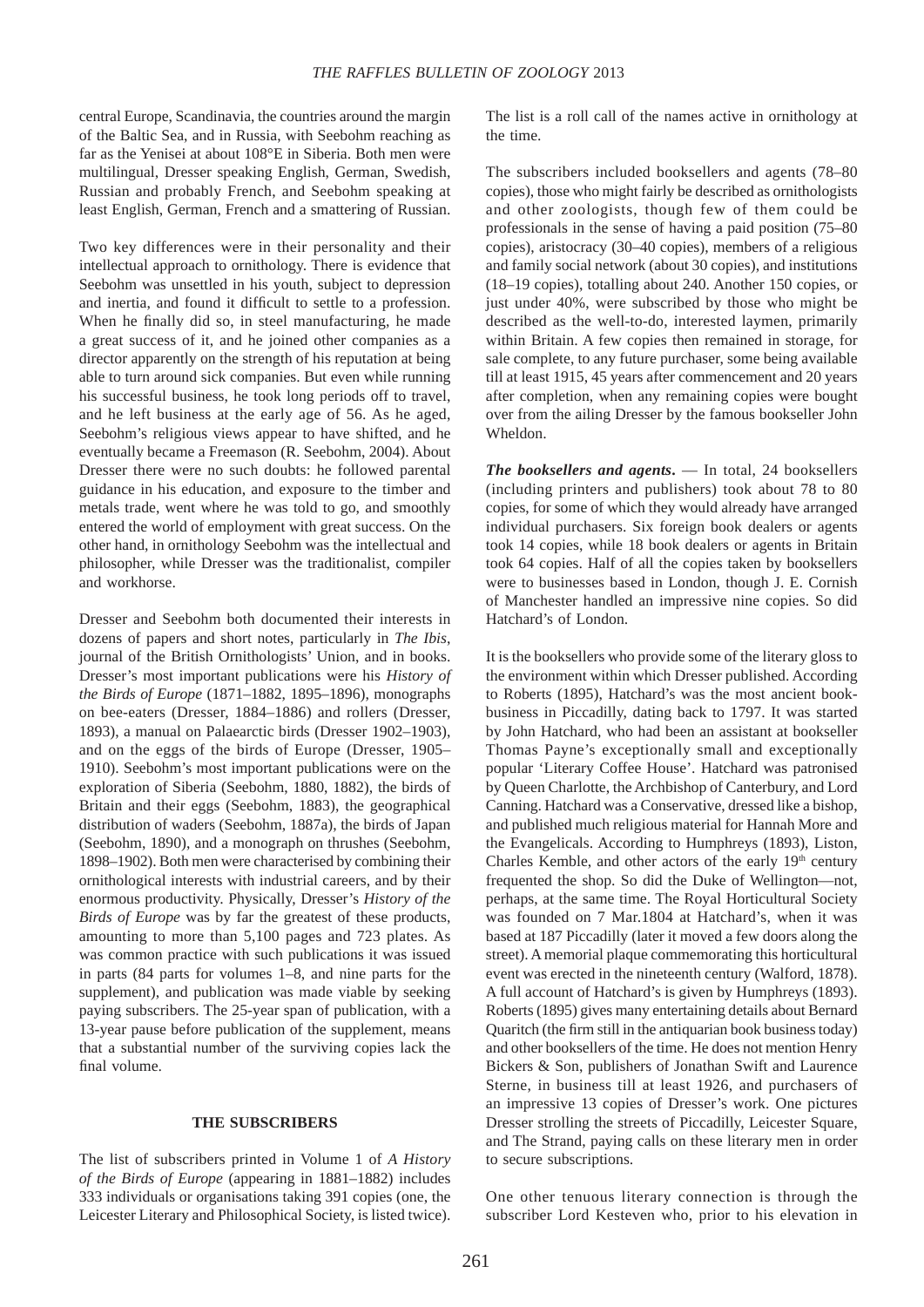central Europe, Scandinavia, the countries around the margin of the Baltic Sea, and in Russia, with Seebohm reaching as far as the Yenisei at about 108°E in Siberia. Both men were multilingual, Dresser speaking English, German, Swedish, Russian and probably French, and Seebohm speaking at least English, German, French and a smattering of Russian.

Two key differences were in their personality and their intellectual approach to ornithology. There is evidence that Seebohm was unsettled in his youth, subject to depression and inertia, and found it difficult to settle to a profession. When he finally did so, in steel manufacturing, he made a great success of it, and he joined other companies as a director apparently on the strength of his reputation at being able to turn around sick companies. But even while running his successful business, he took long periods off to travel, and he left business at the early age of 56. As he aged, Seebohm's religious views appear to have shifted, and he eventually became a Freemason (R. Seebohm, 2004). About Dresser there were no such doubts: he followed parental guidance in his education, and exposure to the timber and metals trade, went where he was told to go, and smoothly entered the world of employment with great success. On the other hand, in ornithology Seebohm was the intellectual and philosopher, while Dresser was the traditionalist, compiler and workhorse.

Dresser and Seebohm both documented their interests in dozens of papers and short notes, particularly in *The Ibis*, journal of the British Ornithologists' Union, and in books. Dresser's most important publications were his *History of the Birds of Europe* (1871–1882, 1895–1896), monographs on bee-eaters (Dresser, 1884–1886) and rollers (Dresser, 1893), a manual on Palaearctic birds (Dresser 1902–1903), and on the eggs of the birds of Europe (Dresser, 1905–1910). Seebohm's most important publications were on the exploration of Siberia (Seebohm, 1880, 1882), the birds of Britain and their eggs (Seebohm, 1883), the geographical distribution of waders (Seebohm, 1887a), the birds of Japan (Seebohm, 1890), and a monograph on thrushes (Seebohm, 1898–1902). Both men were characterised by combining their ornithological interests with industrial careers, and by their enormous productivity. Physically, Dresser's *History of the Birds of Europe* was by far the greatest of these products, amounting to more than 5,100 pages and 723 plates. As was common practice with such publications it was issued in parts (84 parts for volumes 1–8, and nine parts for the supplement), and publication was made viable by seeking paying subscribers. The 25-year span of publication, with a 13-year pause before publication of the supplement, means that a substantial number of the surviving copies lack the final volume.

## THE SUBSCRIBERS

The list of subscribers printed in Volume 1 of *A History of the Birds of Europe* (appearing in 1881–1882) include 333 individuals or organisations taking 391 copies (one, the Leicester Literary and Philosophical Society, is listed twice). The list is a roll call of the names active in ornithology at the time.

The subscribers included booksellers and agents (78–80 copies), those who might fairly be described as ornithologists and other zoologists, though few of them could be professionals in the sense of having a paid position (75–80 copies), aristocracy (30–40 copies), members of a religious and family social network (about 30 copies), and institutions (18–19 copies), totalling about 240. Another 150 copies, or just under 40%, were subscribed by those who might be described as the well-to-do, interested laymen, primarily within Britain. A few copies then remained in storage, for sale complete, to any future purchaser, some being available till at least 1915, 45 years after commencement and 20 years after completion, when any remaining copies were bought over from the ailing Dresser by the famous bookseller John Wheldon.

***The booksellers and agents***. — In total, 24 booksellers (including printers and publishers) took about 78 to 80 copies, for some of which they would already have arranged individual purchasers. Six foreign book dealers or agents took 14 copies, while 18 book dealers or agents in Britain took 64 copies. Half of all the copies taken by booksellers were to businesses based in London, though J. E. Cornish of Manchester handled an impressive nine copies. So did Hatchard's of London.

It is the booksellers who provide some of the literary gloss to the environment within which Dresser published. According to Roberts (1895), Hatchard's was the most ancient book-business in Piccadilly, dating back to 1797. It was started by John Hatchard, who had been an assistant at bookseller Thomas Payne's exceptionally small and exceptionally popular 'Literary Coffee House'. Hatchard was patronised by Queen Charlotte, the Archbishop of Canterbury, and Lord Canning. Hatchard was a Conservative, dressed like a bishop, and published much religious material for Hannah More and the Evangelicals. According to Humphreys (1893), Liston, Charles Kemble, and other actors of the early 19th century frequented the shop. So did the Duke of Wellington—not, perhaps, at the same time. The Royal Horticultural Society was founded on 7 Mar.1804 at Hatchard's, when it was based at 187 Piccadilly (later it moved a few doors along the street). A memorial plaque commemorating this horticultural event was erected in the nineteenth century (Walford, 1878). A full account of Hatchard's is given by Humphreys (1893). Roberts (1895) gives many entertaining details about Bernard Quaritch (the firm still in the antiquarian book business today) and other booksellers of the time. He does not mention Henry Bickers & Son, publishers of Jonathan Swift and Laurence Sterne, in business till at least 1926, and purchasers of an impressive 13 copies of Dresser's work. One pictures Dresser strolling the streets of Piccadilly, Leicester Square, and The Strand, paying calls on these literary men in order to secure subscriptions.

One other tenuous literary connection is through the subscriber Lord Kesteven who, prior to his elevation in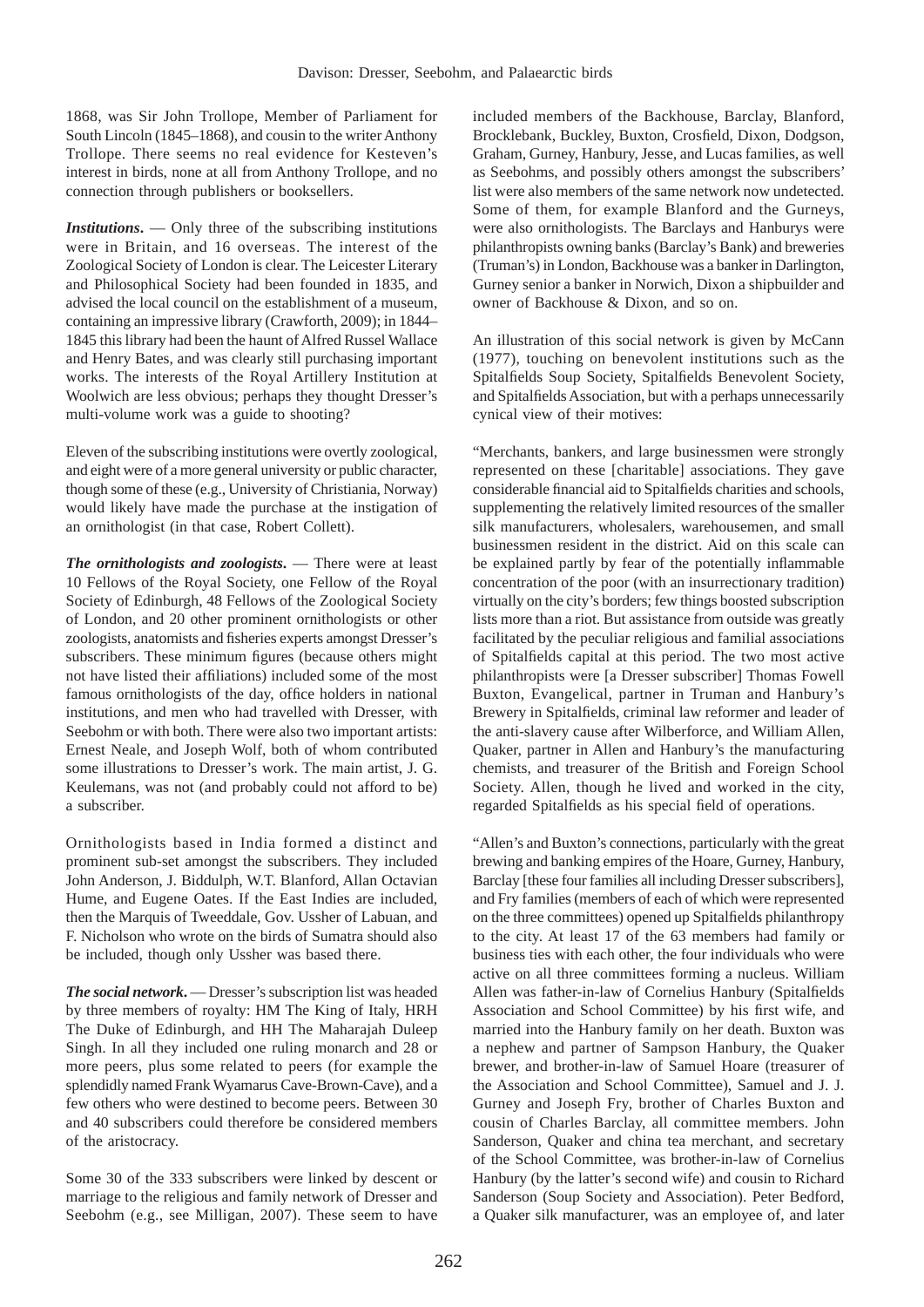1868, was Sir John Trollope, Member of Parliament for South Lincoln (1845–1868), and cousin to the writer Anthony Trollope. There seems no real evidence for Kesteven's interest in birds, none at all from Anthony Trollope, and no connection through publishers or booksellers.

***Institutions.*** — Only three of the subscribing institutions were in Britain, and 16 overseas. The interest of the Zoological Society of London is clear. The Leicester Literary and Philosophical Society had been founded in 1835, and advised the local council on the establishment of a museum, containing an impressive library (Crawforth, 2009); in 1844–1845 this library had been the haunt of Alfred Russel Wallace and Henry Bates, and was clearly still purchasing important works. The interests of the Royal Artillery Institution at Woolwich are less obvious; perhaps they thought Dresser's multi-volume work was a guide to shooting?

Eleven of the subscribing institutions were overtly zoological, and eight were of a more general university or public character, though some of these (e.g., University of Christiania, Norway) would likely have made the purchase at the instigation of an ornithologist (in that case, Robert Collett).

***The ornithologists and zoologists.*** — There were at least 10 Fellows of the Royal Society, one Fellow of the Royal Society of Edinburgh, 48 Fellows of the Zoological Society of London, and 20 other prominent ornithologists or other zoologists, anatomists and fisheries experts amongst Dresser's subscribers. These minimum figures (because others might not have listed their affiliations) included some of the most famous ornithologists of the day, office holders in national institutions, and men who had travelled with Dresser, with Seebohm or with both. There were also two important artists: Ernest Neale, and Joseph Wolf, both of whom contributed some illustrations to Dresser's work. The main artist, J. G. Keulemans, was not (and probably could not afford to be) a subscriber.

Ornithologists based in India formed a distinct and prominent sub-set amongst the subscribers. They included John Anderson, J. Biddulph, W.T. Blanford, Allan Octavian Hume, and Eugene Oates. If the East Indies are included, then the Marquis of Tweeddale, Gov. Ussher of Labuan, and F. Nicholson who wrote on the birds of Sumatra should also be included, though only Ussher was based there.

***The social network.*** — Dresser's subscription list was headed by three members of royalty: HM The King of Italy, HRH The Duke of Edinburgh, and HH The Maharajah Duleep Singh. In all they included one ruling monarch and 28 or more peers, plus some related to peers (for example the splendidly named Frank Wyamarus Cave-Brown-Cave), and a few others who were destined to become peers. Between 30 and 40 subscribers could therefore be considered members of the aristocracy.

Some 30 of the 333 subscribers were linked by descent or marriage to the religious and family network of Dresser and Seebohm (e.g., see Milligan, 2007). These seem to have included members of the Backhouse, Barclay, Blanford, Brocklebank, Buckley, Buxton, Crosfield, Dixon, Dodgson, Graham, Gurney, Hanbury, Jesse, and Lucas families, as well as Seebohms, and possibly others amongst the subscribers' list were also members of the same network now undetected. Some of them, for example Blanford and the Gurneys, were also ornithologists. The Barclays and Hanburys were philanthropists owning banks (Barclay's Bank) and breweries (Truman's) in London, Backhouse was a banker in Darlington, Gurney senior a banker in Norwich, Dixon a shipbuilder and owner of Backhouse & Dixon, and so on.

An illustration of this social network is given by McCann (1977), touching on benevolent institutions such as the Spitalfields Soup Society, Spitalfields Benevolent Society, and Spitalfields Association, but with a perhaps unnecessarily cynical view of their motives:

"Merchants, bankers, and large businessmen were strongly represented on these [charitable] associations. They gave considerable financial aid to Spitalfields charities and schools, supplementing the relatively limited resources of the smaller silk manufacturers, wholesalers, warehousemen, and small businessmen resident in the district. Aid on this scale can be explained partly by fear of the potentially inflammable concentration of the poor (with an insurrectionary tradition) virtually on the city's borders; few things boosted subscription lists more than a riot. But assistance from outside was greatly facilitated by the peculiar religious and familial associations of Spitalfields capital at this period. The two most active philanthropists were [a Dresser subscriber] Thomas Fowell Buxton, Evangelical, partner in Truman and Hanbury's Brewery in Spitalfields, criminal law reformer and leader of the anti-slavery cause after Wilberforce, and William Allen, Quaker, partner in Allen and Hanbury's the manufacturing chemists, and treasurer of the British and Foreign School Society. Allen, though he lived and worked in the city, regarded Spitalfields as his special field of operations.

"Allen's and Buxton's connections, particularly with the great brewing and banking empires of the Hoare, Gurney, Hanbury, Barclay [these four families all including Dresser subscribers], and Fry families (members of each of which were represented on the three committees) opened up Spitalfields philanthropy to the city. At least 17 of the 63 members had family or business ties with each other, the four individuals who were active on all three committees forming a nucleus. William Allen was father-in-law of Cornelius Hanbury (Spitalfields Association and School Committee) by his first wife, and married into the Hanbury family on her death. Buxton was a nephew and partner of Sampson Hanbury, the Quaker brewer, and brother-in-law of Samuel Hoare (treasurer of the Association and School Committee), Samuel and J. J. Gurney and Joseph Fry, brother of Charles Buxton and cousin of Charles Barclay, all committee members. John Sanderson, Quaker and china tea merchant, and secretary of the School Committee, was brother-in-law of Cornelius Hanbury (by the latter's second wife) and cousin to Richard Sanderson (Soup Society and Association). Peter Bedford, a Quaker silk manufacturer, was an employee of, and later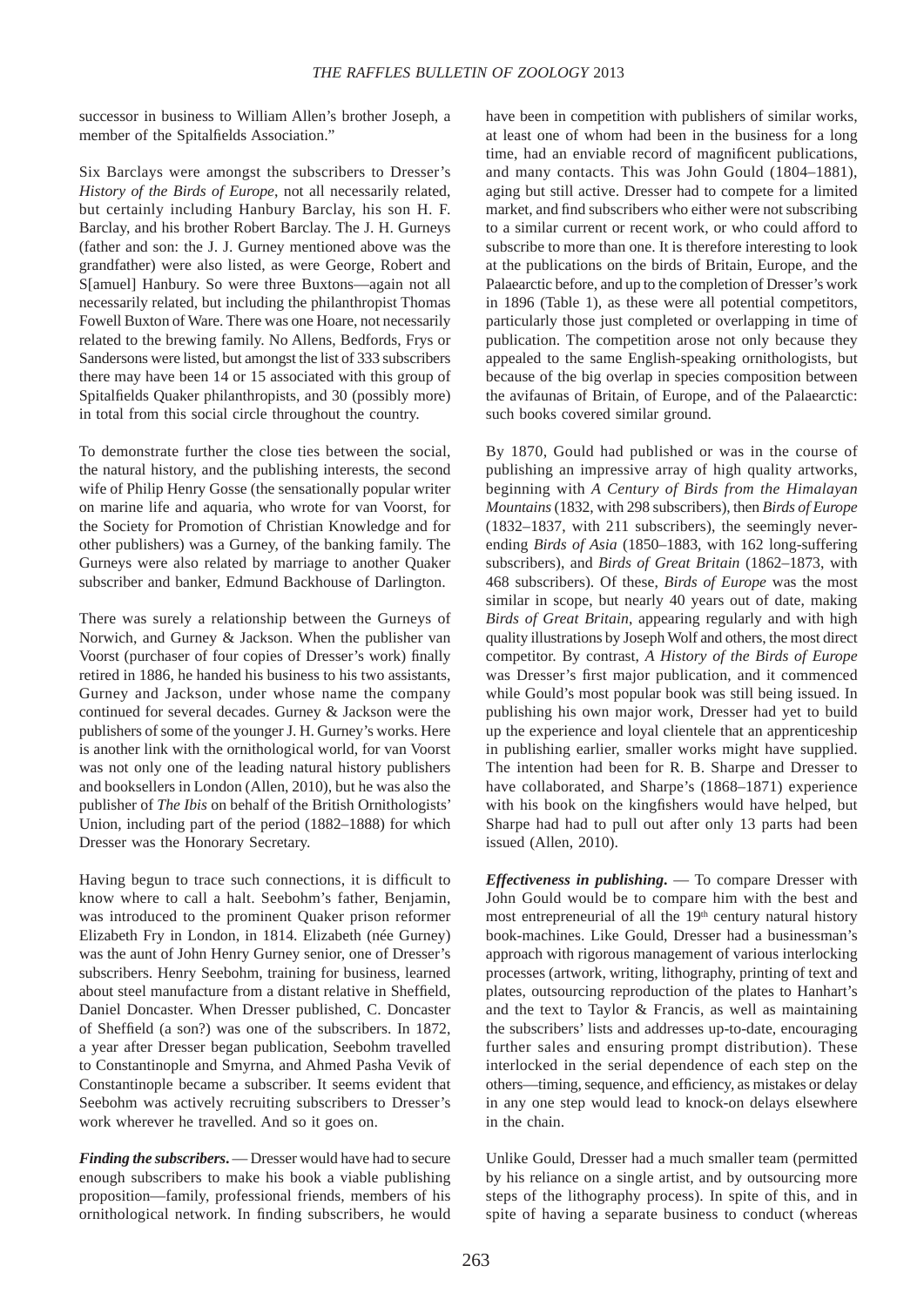successor in business to William Allen's brother Joseph, a member of the Spitalfields Association."

Six Barclays were amongst the subscribers to Dresser's *History of the Birds of Europe*, not all necessarily related, but certainly including Hanbury Barclay, his son H. F. Barclay, and his brother Robert Barclay. The J. H. Gurneys (father and son: the J. J. Gurney mentioned above was the grandfather) were also listed, as were George, Robert and S[amuel] Hanbury. So were three Buxtons—again not all necessarily related, but including the philanthropist Thomas Fowell Buxton of Ware. There was one Hoare, not necessarily related to the brewing family. No Allens, Bedfords, Frys or Sandersons were listed, but amongst the list of 333 subscribers there may have been 14 or 15 associated with this group of Spitalfields Quaker philanthropists, and 30 (possibly more) in total from this social circle throughout the country.

To demonstrate further the close ties between the social, the natural history, and the publishing interests, the second wife of Philip Henry Gosse (the sensationally popular writer on marine life and aquaria, who wrote for van Voorst, for the Society for Promotion of Christian Knowledge and for other publishers) was a Gurney, of the banking family. The Gurneys were also related by marriage to another Quaker subscriber and banker, Edmund Backhouse of Darlington.

There was surely a relationship between the Gurneys of Norwich, and Gurney & Jackson. When the publisher van Voorst (purchaser of four copies of Dresser's work) finally retired in 1886, he handed his business to his two assistants, Gurney and Jackson, under whose name the company continued for several decades. Gurney & Jackson were the publishers of some of the younger J. H. Gurney's works. Here is another link with the ornithological world, for van Voorst was not only one of the leading natural history publishers and booksellers in London (Allen, 2010), but he was also the publisher of *The Ibis* on behalf of the British Ornithologists' Union, including part of the period (1882–1888) for which Dresser was the Honorary Secretary.

Having begun to trace such connections, it is difficult to know where to call a halt. Seebohm's father, Benjamin, was introduced to the prominent Quaker prison reformer Elizabeth Fry in London, in 1814. Elizabeth (née Gurney) was the aunt of John Henry Gurney senior, one of Dresser's subscribers. Henry Seebohm, training for business, learned about steel manufacture from a distant relative in Sheffield, Daniel Doncaster. When Dresser published, C. Doncaster of Sheffield (a son?) was one of the subscribers. In 1872, a year after Dresser began publication, Seebohm travelled to Constantinople and Smyrna, and Ahmed Pasha Vevik of Constantinople became a subscriber. It seems evident that Seebohm was actively recruiting subscribers to Dresser's work wherever he travelled. And so it goes on.

***Finding the subscribers.*** — Dresser would have had to secure enough subscribers to make his book a viable publishing proposition—family, professional friends, members of his ornithological network. In finding subscribers, he would have been in competition with publishers of similar works, at least one of whom had been in the business for a long time, had an enviable record of magnificent publications, and many contacts. This was John Gould (1804–1881), aging but still active. Dresser had to compete for a limited market, and find subscribers who either were not subscribing to a similar current or recent work, or who could afford to subscribe to more than one. It is therefore interesting to look at the publications on the birds of Britain, Europe, and the Palaearctic before, and up to the completion of Dresser's work in 1896 (Table 1), as these were all potential competitors, particularly those just completed or overlapping in time of publication. The competition arose not only because they appealed to the same English-speaking ornithologists, but because of the big overlap in species composition between the avifaunas of Britain, of Europe, and of the Palaearctic: such books covered similar ground.

By 1870, Gould had published or was in the course of publishing an impressive array of high quality artworks, beginning with *A Century of Birds from the Himalayan Mountains* (1832, with 298 subscribers), then *Birds of Europe* (1832–1837, with 211 subscribers), the seemingly never-ending *Birds of Asia* (1850–1883, with 162 long-suffering subscribers), and *Birds of Great Britain* (1862–1873, with 468 subscribers). Of these, *Birds of Europe* was the most similar in scope, but nearly 40 years out of date, making *Birds of Great Britain*, appearing regularly and with high quality illustrations by Joseph Wolf and others, the most direct competitor. By contrast, *A History of the Birds of Europe* was Dresser's first major publication, and it commenced while Gould's most popular book was still being issued. In publishing his own major work, Dresser had yet to build up the experience and loyal clientele that an apprenticeship in publishing earlier, smaller works might have supplied. The intention had been for R. B. Sharpe and Dresser to have collaborated, and Sharpe's (1868–1871) experience with his book on the kingfishers would have helped, but Sharpe had had to pull out after only 13 parts had been issued (Allen, 2010).

***Effectiveness in publishing.*** — To compare Dresser with John Gould would be to compare him with the best and most entrepreneurial of all the 19th century natural history book-machines. Like Gould, Dresser had a businessman's approach with rigorous management of various interlocking processes (artwork, writing, lithography, printing of text and plates, outsourcing reproduction of the plates to Hanhart's and the text to Taylor & Francis, as well as maintaining the subscribers' lists and addresses up-to-date, encouraging further sales and ensuring prompt distribution). These interlocked in the serial dependence of each step on the others—timing, sequence, and efficiency, as mistakes or delay in any one step would lead to knock-on delays elsewhere in the chain.

Unlike Gould, Dresser had a much smaller team (permitted by his reliance on a single artist, and by outsourcing more steps of the lithography process). In spite of this, and in spite of having a separate business to conduct (whereas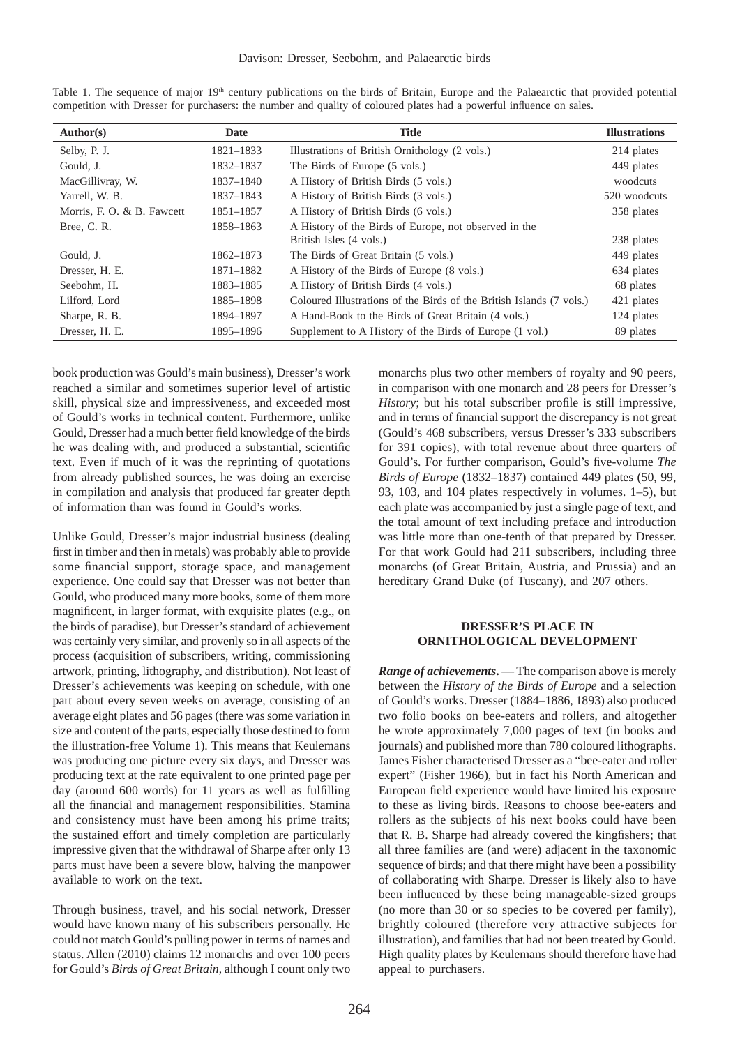Table 1. The sequence of major 19th century publications on the birds of Britain, Europe and the Palaearctic that provided potential competition with Dresser for purchasers: the number and quality of coloured plates had a powerful influence on sales.

| Author(s) | Date | Title | Illustrations |
|---|---|---|---|
| Selby, P. J. | 1821–1833 | Illustrations of British Ornithology (2 vols.) | 214 plates |
| Gould, J. | 1832–1837 | The Birds of Europe (5 vols.) | 449 plates |
| MacGillivray, W. | 1837–1840 | A History of British Birds (5 vols.) | woodcuts |
| Yarrell, W. B. | 1837–1843 | A History of British Birds (3 vols.) | 520 woodcuts |
| Morris, F. O. & B. Fawcett | 1851–1857 | A History of British Birds (6 vols.) | 358 plates |
| Bree, C. R. | 1858–1863 | A History of the Birds of Europe, not observed in the British Isles (4 vols.) | 238 plates |
| Gould, J. | 1862–1873 | The Birds of Great Britain (5 vols.) | 449 plates |
| Dresser, H. E. | 1871–1882 | A History of the Birds of Europe (8 vols.) | 634 plates |
| Seebohm, H. | 1883–1885 | A History of British Birds (4 vols.) | 68 plates |
| Lilford, Lord | 1885–1898 | Coloured Illustrations of the Birds of the British Islands (7 vols.) | 421 plates |
| Sharpe, R. B. | 1894–1897 | A Hand-Book to the Birds of Great Britain (4 vols.) | 124 plates |
| Dresser, H. E. | 1895–1896 | Supplement to A History of the Birds of Europe (1 vol.) | 89 plates |

book production was Gould's main business), Dresser's work reached a similar and sometimes superior level of artistic skill, physical size and impressiveness, and exceeded most of Gould's works in technical content. Furthermore, unlike Gould, Dresser had a much better field knowledge of the birds he was dealing with, and produced a substantial, scientific text. Even if much of it was the reprinting of quotations from already published sources, he was doing an exercise in compilation and analysis that produced far greater depth of information than was found in Gould's works.

Unlike Gould, Dresser's major industrial business (dealing first in timber and then in metals) was probably able to provide some financial support, storage space, and management experience. One could say that Dresser was not better than Gould, who produced many more books, some of them more magnificent, in larger format, with exquisite plates (e.g., on the birds of paradise), but Dresser's standard of achievement was certainly very similar, and provenly so in all aspects of the process (acquisition of subscribers, writing, commissioning artwork, printing, lithography, and distribution). Not least of Dresser's achievements was keeping on schedule, with one part about every seven weeks on average, consisting of an average eight plates and 56 pages (there was some variation in size and content of the parts, especially those destined to form the illustration-free Volume 1). This means that Keulemans was producing one picture every six days, and Dresser was producing text at the rate equivalent to one printed page per day (around 600 words) for 11 years as well as fulfilling all the financial and management responsibilities. Stamina and consistency must have been among his prime traits; the sustained effort and timely completion are particularly impressive given that the withdrawal of Sharpe after only 13 parts must have been a severe blow, halving the manpower available to work on the text.

Through business, travel, and his social network, Dresser would have known many of his subscribers personally. He could not match Gould's pulling power in terms of names and status. Allen (2010) claims 12 monarchs and over 100 peers for Gould's *Birds of Great Britain*, although I count only two monarchs plus two other members of royalty and 90 peers, in comparison with one monarch and 28 peers for Dresser's *History*; but his total subscriber profile is still impressive, and in terms of financial support the discrepancy is not great (Gould's 468 subscribers, versus Dresser's 333 subscribers for 391 copies), with total revenue about three quarters of Gould's. For further comparison, Gould's five-volume *The Birds of Europe* (1832–1837) contained 449 plates (50, 99, 93, 103, and 104 plates respectively in volumes. 1–5), but each plate was accompanied by just a single page of text, and the total amount of text including preface and introduction was little more than one-tenth of that prepared by Dresser. For that work Gould had 211 subscribers, including three monarchs (of Great Britain, Austria, and Prussia) and an hereditary Grand Duke (of Tuscany), and 207 others.

## DRESSER'S PLACE IN ORNITHOLOGICAL DEVELOPMENT

***Range of achievements.*** — The comparison above is merely between the *History of the Birds of Europe* and a selection of Gould's works. Dresser (1884–1886, 1893) also produced two folio books on bee-eaters and rollers, and altogether he wrote approximately 7,000 pages of text (in books and journals) and published more than 780 coloured lithographs. James Fisher characterised Dresser as a "bee-eater and roller expert" (Fisher 1966), but in fact his North American and European field experience would have limited his exposure to these as living birds. Reasons to choose bee-eaters and rollers as the subjects of his next books could have been that R. B. Sharpe had already covered the kingfishers; that all three families are (and were) adjacent in the taxonomic sequence of birds; and that there might have been a possibility of collaborating with Sharpe. Dresser is likely also to have been influenced by these being manageable-sized groups (no more than 30 or so species to be covered per family), brightly coloured (therefore very attractive subjects for illustration), and families that had not been treated by Gould. High quality plates by Keulemans should therefore have had appeal to purchasers.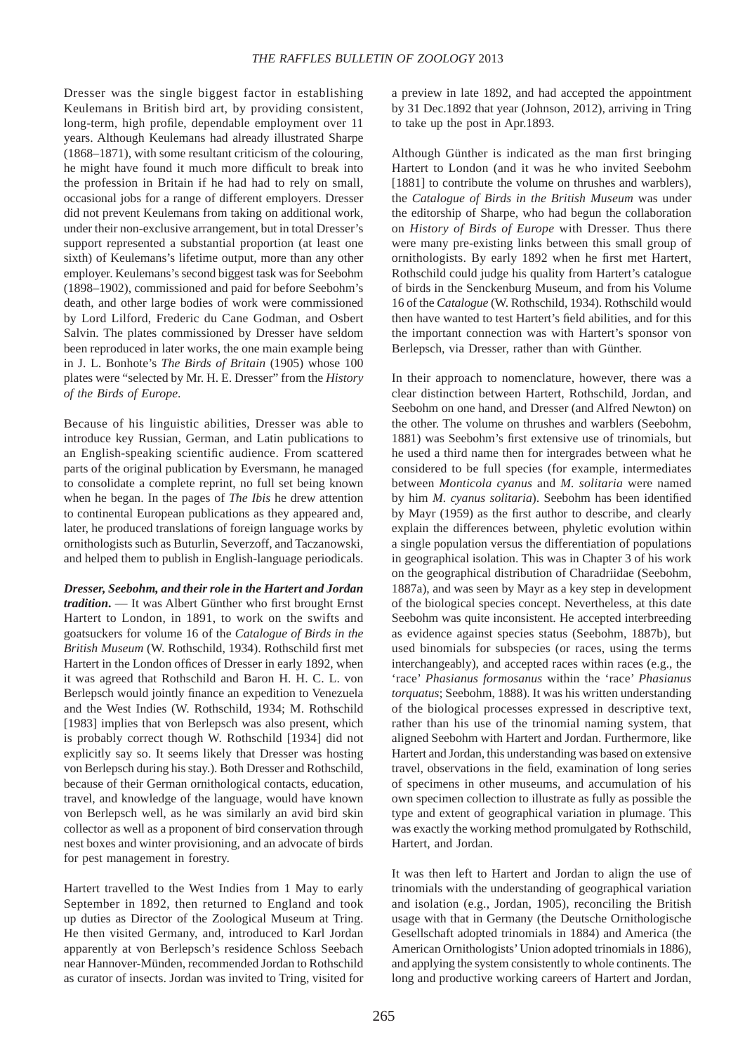Dresser was the single biggest factor in establishing Keulemans in British bird art, by providing consistent, long-term, high profile, dependable employment over 11 years. Although Keulemans had already illustrated Sharpe (1868–1871), with some resultant criticism of the colouring, he might have found it much more difficult to break into the profession in Britain if he had had to rely on small, occasional jobs for a range of different employers. Dresser did not prevent Keulemans from taking on additional work, under their non-exclusive arrangement, but in total Dresser's support represented a substantial proportion (at least one sixth) of Keulemans's lifetime output, more than any other employer. Keulemans's second biggest task was for Seebohm (1898–1902), commissioned and paid for before Seebohm's death, and other large bodies of work were commissioned by Lord Lilford, Frederic du Cane Godman, and Osbert Salvin. The plates commissioned by Dresser have seldom been reproduced in later works, the one main example being in J. L. Bonhote's *The Birds of Britain* (1905) whose 100 plates were "selected by Mr. H. E. Dresser" from the *History of the Birds of Europe*.

Because of his linguistic abilities, Dresser was able to introduce key Russian, German, and Latin publications to an English-speaking scientific audience. From scattered parts of the original publication by Eversmann, he managed to consolidate a complete reprint, no full set being known when he began. In the pages of *The Ibis* he drew attention to continental European publications as they appeared and, later, he produced translations of foreign language works by ornithologists such as Buturlin, Severzoff, and Taczanowski, and helped them to publish in English-language periodicals.

***Dresser, Seebohm, and their role in the Hartert and Jordan tradition.*** — It was Albert Günther who first brought Ernst Hartert to London, in 1891, to work on the swifts and goatsuckers for volume 16 of the *Catalogue of Birds in the British Museum* (W. Rothschild, 1934). Rothschild first met Hartert in the London offices of Dresser in early 1892, when it was agreed that Rothschild and Baron H. H. C. L. von Berlepsch would jointly finance an expedition to Venezuela and the West Indies (W. Rothschild, 1934; M. Rothschild [1983] implies that von Berlepsch was also present, which is probably correct though W. Rothschild [1934] did not explicitly say so. It seems likely that Dresser was hosting von Berlepsch during his stay.). Both Dresser and Rothschild, because of their German ornithological contacts, education, travel, and knowledge of the language, would have known von Berlepsch well, as he was similarly an avid bird skin collector as well as a proponent of bird conservation through nest boxes and winter provisioning, and an advocate of birds for pest management in forestry.

Hartert travelled to the West Indies from 1 May to early September in 1892, then returned to England and took up duties as Director of the Zoological Museum at Tring. He then visited Germany, and, introduced to Karl Jordan apparently at von Berlepsch's residence Schloss Seebach near Hannover-Münden, recommended Jordan to Rothschild as curator of insects. Jordan was invited to Tring, visited for a preview in late 1892, and had accepted the appointment by 31 Dec.1892 that year (Johnson, 2012), arriving in Tring to take up the post in Apr.1893.

Although Günther is indicated as the man first bringing Hartert to London (and it was he who invited Seebohm [1881] to contribute the volume on thrushes and warblers), the *Catalogue of Birds in the British Museum* was under the editorship of Sharpe, who had begun the collaboration on *History of Birds of Europe* with Dresser. Thus there were many pre-existing links between this small group of ornithologists. By early 1892 when he first met Hartert, Rothschild could judge his quality from Hartert's catalogue of birds in the Senckenburg Museum, and from his Volume 16 of the *Catalogue* (W. Rothschild, 1934). Rothschild would then have wanted to test Hartert's field abilities, and for this the important connection was with Hartert's sponsor von Berlepsch, via Dresser, rather than with Günther.

In their approach to nomenclature, however, there was a clear distinction between Hartert, Rothschild, Jordan, and Seebohm on one hand, and Dresser (and Alfred Newton) on the other. The volume on thrushes and warblers (Seebohm, 1881) was Seebohm's first extensive use of trinomials, but he used a third name then for intergrades between what he considered to be full species (for example, intermediates between *Monticola cyanus* and *M. solitaria* were named by him *M. cyanus solitaria*). Seebohm has been identified by Mayr (1959) as the first author to describe, and clearly explain the differences between, phyletic evolution within a single population versus the differentiation of populations in geographical isolation. This was in Chapter 3 of his work on the geographical distribution of Charadriidae (Seebohm, 1887a), and was seen by Mayr as a key step in development of the biological species concept. Nevertheless, at this date Seebohm was quite inconsistent. He accepted interbreeding as evidence against species status (Seebohm, 1887b), but used binomials for subspecies (or races, using the terms interchangeably), and accepted races within races (e.g., the 'race' *Phasianus formosanus* within the 'race' *Phasianus torquatus*; Seebohm, 1888). It was his written understanding of the biological processes expressed in descriptive text, rather than his use of the trinomial naming system, that aligned Seebohm with Hartert and Jordan. Furthermore, like Hartert and Jordan, this understanding was based on extensive travel, observations in the field, examination of long series of specimens in other museums, and accumulation of his own specimen collection to illustrate as fully as possible the type and extent of geographical variation in plumage. This was exactly the working method promulgated by Rothschild, Hartert, and Jordan.

It was then left to Hartert and Jordan to align the use of trinomials with the understanding of geographical variation and isolation (e.g., Jordan, 1905), reconciling the British usage with that in Germany (the Deutsche Ornithologische Gesellschaft adopted trinomials in 1884) and America (the American Ornithologists' Union adopted trinomials in 1886), and applying the system consistently to whole continents. The long and productive working careers of Hartert and Jordan,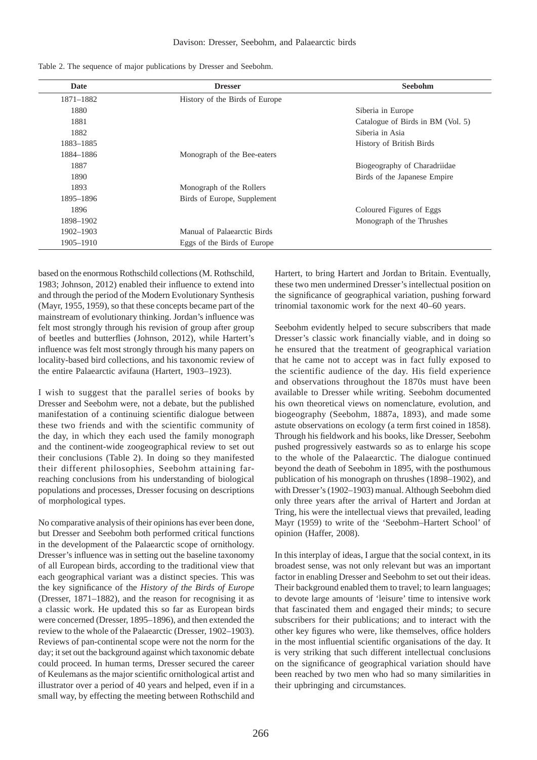Table 2. The sequence of major publications by Dresser and Seebohm.

| Date | Dresser | Seebohm |
|---|---|---|
| 1871–1882 | History of the Birds of Europe | |
| 1880 | | Siberia in Europe |
| 1881 | | Catalogue of Birds in BM (Vol. 5) |
| 1882 | | Siberia in Asia |
| 1883–1885 | | History of British Birds |
| 1884–1886 | Monograph of the Bee-eaters | |
| 1887 | | Biogeography of Charadriidae |
| 1890 | | Birds of the Japanese Empire |
| 1893 | Monograph of the Rollers | |
| 1895–1896 | Birds of Europe, Supplement | |
| 1896 | | Coloured Figures of Eggs |
| 1898–1902 | | Monograph of the Thrushes |
| 1902–1903 | Manual of Palaearctic Birds | |
| 1905–1910 | Eggs of the Birds of Europe | |

based on the enormous Rothschild collections (M. Rothschild, 1983; Johnson, 2012) enabled their influence to extend into and through the period of the Modern Evolutionary Synthesis (Mayr, 1955, 1959), so that these concepts became part of the mainstream of evolutionary thinking. Jordan's influence was felt most strongly through his revision of group after group of beetles and butterflies (Johnson, 2012), while Hartert's influence was felt most strongly through his many papers on locality-based bird collections, and his taxonomic review of the entire Palaearctic avifauna (Hartert, 1903–1923).

I wish to suggest that the parallel series of books by Dresser and Seebohm were, not a debate, but the published manifestation of a continuing scientific dialogue between these two friends and with the scientific community of the day, in which they each used the family monograph and the continent-wide zoogeographical review to set out their conclusions (Table 2). In doing so they manifested their different philosophies, Seebohm attaining far-reaching conclusions from his understanding of biological populations and processes, Dresser focusing on descriptions of morphological types.

No comparative analysis of their opinions has ever been done, but Dresser and Seebohm both performed critical functions in the development of the Palaearctic scope of ornithology. Dresser's influence was in setting out the baseline taxonomy of all European birds, according to the traditional view that each geographical variant was a distinct species. This was the key significance of the *History of the Birds of Europe* (Dresser, 1871–1882), and the reason for recognising it as a classic work. He updated this so far as European birds were concerned (Dresser, 1895–1896), and then extended the review to the whole of the Palaearctic (Dresser, 1902–1903). Reviews of pan-continental scope were not the norm for the day; it set out the background against which taxonomic debate could proceed. In human terms, Dresser secured the career of Keulemans as the major scientific ornithological artist and illustrator over a period of 40 years and helped, even if in a small way, by effecting the meeting between Rothschild and Hartert, to bring Hartert and Jordan to Britain. Eventually, these two men undermined Dresser's intellectual position on the significance of geographical variation, pushing forward trinomial taxonomic work for the next 40–60 years.

Seebohm evidently helped to secure subscribers that made Dresser's classic work financially viable, and in doing so he ensured that the treatment of geographical variation that he came not to accept was in fact fully exposed to the scientific audience of the day. His field experience and observations throughout the 1870s must have been available to Dresser while writing. Seebohm documented his own theoretical views on nomenclature, evolution, and biogeography (Seebohm, 1887a, 1893), and made some astute observations on ecology (a term first coined in 1858). Through his fieldwork and his books, like Dresser, Seebohm pushed progressively eastwards so as to enlarge his scope to the whole of the Palaearctic. The dialogue continued beyond the death of Seebohm in 1895, with the posthumous publication of his monograph on thrushes (1898–1902), and with Dresser's (1902–1903) manual. Although Seebohm died only three years after the arrival of Hartert and Jordan at Tring, his were the intellectual views that prevailed, leading Mayr (1959) to write of the 'Seebohm–Hartert School' of opinion (Haffer, 2008).

In this interplay of ideas, I argue that the social context, in its broadest sense, was not only relevant but was an important factor in enabling Dresser and Seebohm to set out their ideas. Their background enabled them to travel; to learn languages; to devote large amounts of 'leisure' time to intensive work that fascinated them and engaged their minds; to secure subscribers for their publications; and to interact with the other key figures who were, like themselves, office holders in the most influential scientific organisations of the day. It is very striking that such different intellectual conclusions on the significance of geographical variation should have been reached by two men who had so many similarities in their upbringing and circumstances.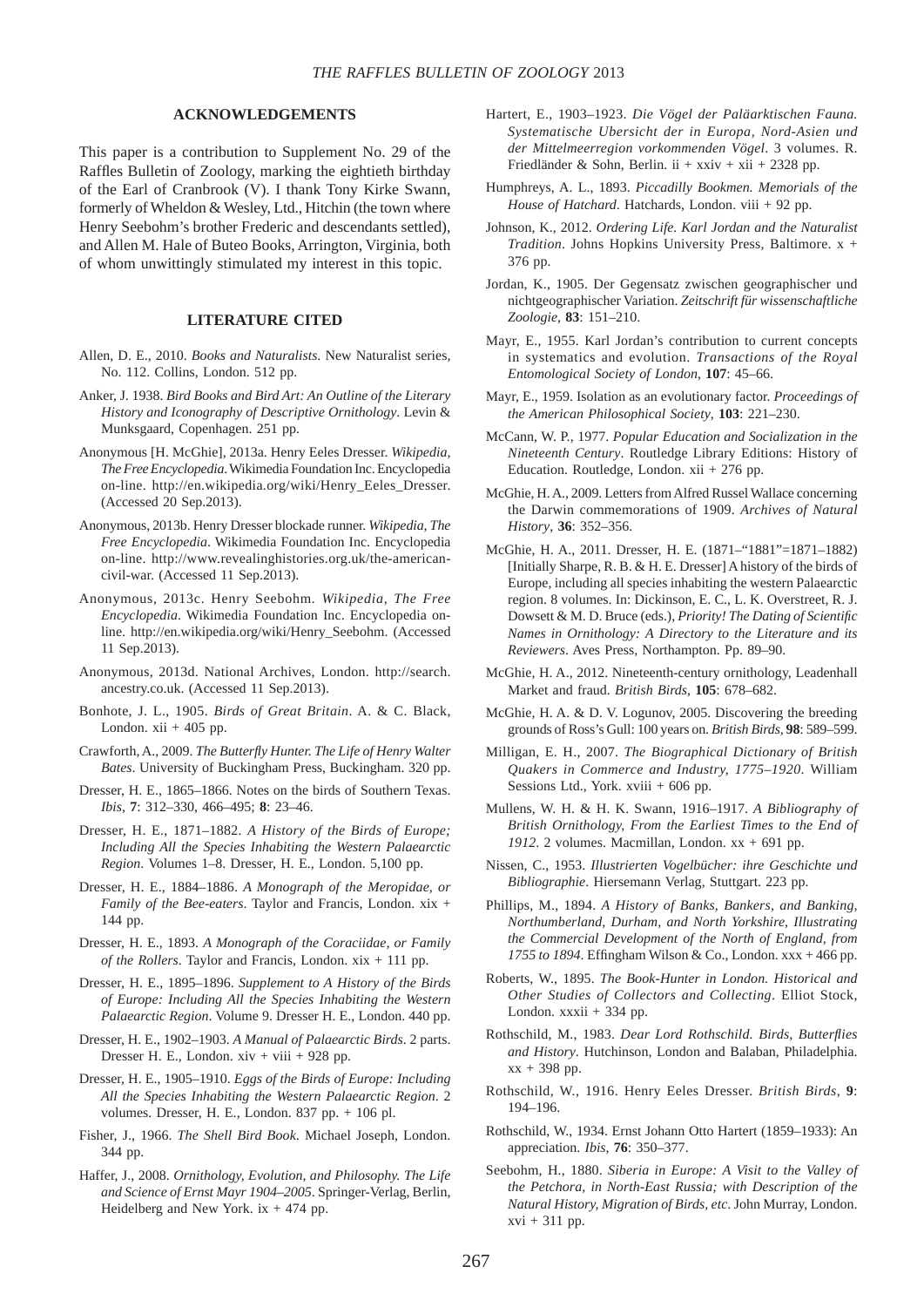## ACKNOWLEDGEMENTS

This paper is a contribution to Supplement No. 29 of the Raffles Bulletin of Zoology, marking the eightieth birthday of the Earl of Cranbrook (V). I thank Tony Kirke Swann, formerly of Wheldon & Wesley, Ltd., Hitchin (the town where Henry Seebohm's brother Frederic and descendants settled), and Allen M. Hale of Buteo Books, Arrington, Virginia, both of whom unwittingly stimulated my interest in this topic.

## LITERATURE CITED

Allen, D. E., 2010. *Books and Naturalists.* New Naturalist series, No. 112. Collins, London. 512 pp.

Anker, J. 1938. *Bird Books and Bird Art: An Outline of the Literary History and Iconography of Descriptive Ornithology*. Levin & Munksgaard, Copenhagen. 251 pp.

Anonymous [H. McGhie], 2013a. Henry Eeles Dresser. *Wikipedia, The Free Encyclopedia*. Wikimedia Foundation Inc. Encyclopedia on-line. http://en.wikipedia.org/wiki/Henry_Eeles_Dresser. (Accessed 20 Sep.2013).

Anonymous, 2013b. Henry Dresser blockade runner. *Wikipedia, The Free Encyclopedia*. Wikimedia Foundation Inc. Encyclopedia on-line. http://www.revealinghistories.org.uk/the-american-civil-war. (Accessed 11 Sep.2013).

Anonymous, 2013c. Henry Seebohm. *Wikipedia, The Free Encyclopedia*. Wikimedia Foundation Inc. Encyclopedia on-line. http://en.wikipedia.org/wiki/Henry_Seebohm. (Accessed 11 Sep.2013).

Anonymous, 2013d. National Archives, London. http://search.ancestry.co.uk. (Accessed 11 Sep.2013).

Bonhote, J. L., 1905. *Birds of Great Britain*. A. & C. Black, London. xii + 405 pp.

Crawforth, A., 2009. *The Butterfly Hunter. The Life of Henry Walter Bates*. University of Buckingham Press, Buckingham. 320 pp.

Dresser, H. E., 1865–1866. Notes on the birds of Southern Texas. *Ibis*, **7**: 312–330, 466–495; **8**: 23–46.

Dresser, H. E., 1871–1882. *A History of the Birds of Europe; Including All the Species Inhabiting the Western Palaearctic Region*. Volumes 1–8. Dresser, H. E., London. 5,100 pp.

Dresser, H. E., 1884–1886. *A Monograph of the Meropidae, or Family of the Bee-eaters*. Taylor and Francis, London. xix + 144 pp.

Dresser, H. E., 1893. *A Monograph of the Coraciidae, or Family of the Rollers*. Taylor and Francis, London. xix + 111 pp.

Dresser, H. E., 1895–1896. *Supplement to A History of the Birds of Europe: Including All the Species Inhabiting the Western Palaearctic Region*. Volume 9. Dresser H. E., London. 440 pp.

Dresser, H. E., 1902–1903. *A Manual of Palaearctic Birds*. 2 parts. Dresser H. E., London. xiv + viii + 928 pp.

Dresser, H. E., 1905–1910. *Eggs of the Birds of Europe: Including All the Species Inhabiting the Western Palaearctic Region*. 2 volumes. Dresser, H. E., London. 837 pp. + 106 pl.

Fisher, J., 1966. *The Shell Bird Book*. Michael Joseph, London. 344 pp.

Haffer, J., 2008. *Ornithology, Evolution, and Philosophy. The Life and Science of Ernst Mayr 1904–2005*. Springer-Verlag, Berlin, Heidelberg and New York. ix + 474 pp.

Hartert, E., 1903–1923. *Die Vögel der Paläarktischen Fauna. Systematische Ubersicht der in Europa, Nord-Asien und der Mittelmeerregion vorkommenden Vögel*. 3 volumes. R. Friedländer & Sohn, Berlin. ii + xxiv + xii + 2328 pp.

Humphreys, A. L., 1893. *Piccadilly Bookmen. Memorials of the House of Hatchard*. Hatchards, London. viii + 92 pp.

Johnson, K., 2012. *Ordering Life. Karl Jordan and the Naturalist Tradition*. Johns Hopkins University Press, Baltimore. x + 376 pp.

Jordan, K., 1905. Der Gegensatz zwischen geographischer und nichtgeographischer Variation. *Zeitschrift für wissenschaftliche Zoologie*, **83**: 151–210.

Mayr, E., 1955. Karl Jordan's contribution to current concepts in systematics and evolution. *Transactions of the Royal Entomological Society of London*, **107**: 45–66.

Mayr, E., 1959. Isolation as an evolutionary factor. *Proceedings of the American Philosophical Society*, **103**: 221–230.

McCann, W. P., 1977. *Popular Education and Socialization in the Nineteenth Century*. Routledge Library Editions: History of Education. Routledge, London. xii + 276 pp.

McGhie, H. A., 2009. Letters from Alfred Russel Wallace concerning the Darwin commemorations of 1909. *Archives of Natural History*, **36**: 352–356.

McGhie, H. A., 2011. Dresser, H. E. (1871–"1881"=1871–1882) [Initially Sharpe, R. B. & H. E. Dresser] A history of the birds of Europe, including all species inhabiting the western Palaearctic region. 8 volumes. In: Dickinson, E. C., L. K. Overstreet, R. J. Dowsett & M. D. Bruce (eds.), *Priority! The Dating of Scientific Names in Ornithology: A Directory to the Literature and its Reviewers*. Aves Press, Northampton. Pp. 89–90.

McGhie, H. A., 2012. Nineteenth-century ornithology, Leadenhall Market and fraud. *British Birds*, **105**: 678–682.

McGhie, H. A. & D. V. Logunov, 2005. Discovering the breeding grounds of Ross's Gull: 100 years on. *British Birds*, **98**: 589–599.

Milligan, E. H., 2007. *The Biographical Dictionary of British Quakers in Commerce and Industry, 1775–1920*. William Sessions Ltd., York. xviii + 606 pp.

Mullens, W. H. & H. K. Swann, 1916–1917. *A Bibliography of British Ornithology, From the Earliest Times to the End of 1912*. 2 volumes. Macmillan, London. xx + 691 pp.

Nissen, C., 1953. *Illustrierten Vogelbücher: ihre Geschichte und Bibliographie*. Hiersemann Verlag, Stuttgart. 223 pp.

Phillips, M., 1894. *A History of Banks, Bankers, and Banking, Northumberland, Durham, and North Yorkshire, Illustrating the Commercial Development of the North of England, from 1755 to 1894*. Effingham Wilson & Co., London. xxx + 466 pp.

Roberts, W., 1895. *The Book-Hunter in London. Historical and Other Studies of Collectors and Collecting*. Elliot Stock, London. xxxii + 334 pp.

Rothschild, M., 1983. *Dear Lord Rothschild. Birds, Butterflies and History*. Hutchinson, London and Balaban, Philadelphia. xx + 398 pp.

Rothschild, W., 1916. Henry Eeles Dresser. *British Birds*, **9**: 194–196.

Rothschild, W., 1934. Ernst Johann Otto Hartert (1859–1933): An appreciation. *Ibis*, **76**: 350–377.

Seebohm, H., 1880. *Siberia in Europe: A Visit to the Valley of the Petchora, in North-East Russia; with Description of the Natural History, Migration of Birds, etc*. John Murray, London. xvi + 311 pp.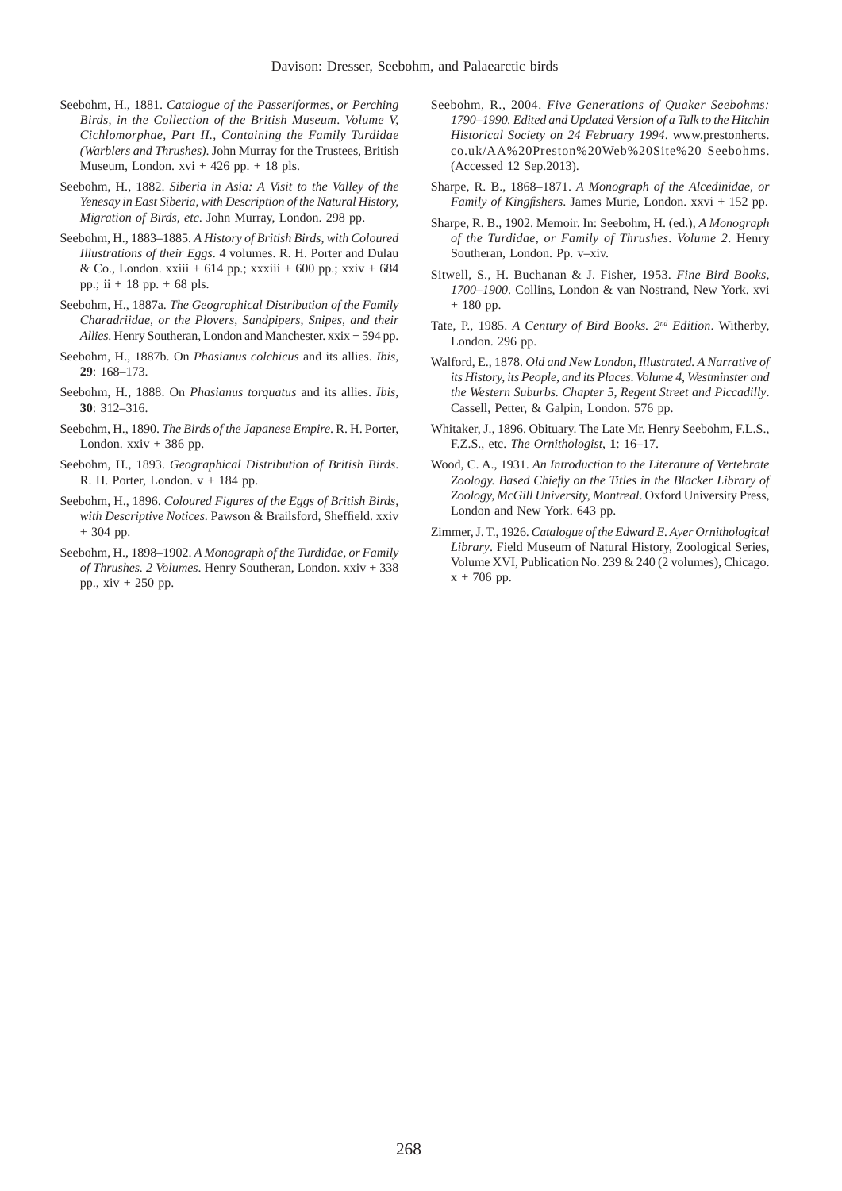Seebohm, H., 1881. *Catalogue of the Passeriformes, or Perching Birds, in the Collection of the British Museum. Volume V, Cichlomorphae, Part II., Containing the Family Turdidae (Warblers and Thrushes)*. John Murray for the Trustees, British Museum, London. xvi + 426 pp. + 18 pls.

Seebohm, H., 1882. *Siberia in Asia: A Visit to the Valley of the Yenesay in East Siberia, with Description of the Natural History, Migration of Birds, etc.* John Murray, London. 298 pp.

Seebohm, H., 1883–1885. *A History of British Birds, with Coloured Illustrations of their Eggs*. 4 volumes. R. H. Porter and Dulau & Co., London. xxiii + 614 pp.; xxxiii + 600 pp.; xxiv + 684 pp.; ii + 18 pp. + 68 pls.

Seebohm, H., 1887a. *The Geographical Distribution of the Family Charadriidae, or the Plovers, Sandpipers, Snipes, and their Allies*. Henry Southeran, London and Manchester. xxix + 594 pp.

Seebohm, H., 1887b. On *Phasianus colchicus* and its allies. *Ibis*, **29**: 168–173.

Seebohm, H., 1888. On *Phasianus torquatus* and its allies. *Ibis*, **30**: 312–316.

Seebohm, H., 1890. *The Birds of the Japanese Empire*. R. H. Porter, London. xxiv + 386 pp.

Seebohm, H., 1893. *Geographical Distribution of British Birds*. R. H. Porter, London. v + 184 pp.

Seebohm, H., 1896. *Coloured Figures of the Eggs of British Birds, with Descriptive Notices*. Pawson & Brailsford, Sheffield. xxiv + 304 pp.

Seebohm, H., 1898–1902. *A Monograph of the Turdidae, or Family of Thrushes. 2 Volumes*. Henry Southeran, London. xxiv + 338 pp., xiv + 250 pp.

Seebohm, R., 2004. *Five Generations of Quaker Seebohms: 1790–1990. Edited and Updated Version of a Talk to the Hitchin Historical Society on 24 February 1994*. www.prestonherts.co.uk/AA%20Preston%20Web%20Site%20 Seebohms. (Accessed 12 Sep.2013).

Sharpe, R. B., 1868–1871. *A Monograph of the Alcedinidae, or Family of Kingfishers*. James Murie, London. xxvi + 152 pp.

Sharpe, R. B., 1902. Memoir. In: Seebohm, H. (ed.), *A Monograph of the Turdidae, or Family of Thrushes. Volume 2*. Henry Southeran, London. Pp. v–xiv.

Sitwell, S., H. Buchanan & J. Fisher, 1953. *Fine Bird Books, 1700–1900*. Collins, London & van Nostrand, New York. xvi + 180 pp.

Tate, P., 1985. *A Century of Bird Books. 2nd Edition*. Witherby, London. 296 pp.

Walford, E., 1878. *Old and New London, Illustrated. A Narrative of its History, its People, and its Places. Volume 4, Westminster and the Western Suburbs. Chapter 5, Regent Street and Piccadilly*. Cassell, Petter, & Galpin, London. 576 pp.

Whitaker, J., 1896. Obituary. The Late Mr. Henry Seebohm, F.L.S., F.Z.S., etc. *The Ornithologist*, **1**: 16–17.

Wood, C. A., 1931. *An Introduction to the Literature of Vertebrate Zoology. Based Chiefly on the Titles in the Blacker Library of Zoology, McGill University, Montreal*. Oxford University Press, London and New York. 643 pp.

Zimmer, J. T., 1926. *Catalogue of the Edward E. Ayer Ornithological Library*. Field Museum of Natural History, Zoological Series, Volume XVI, Publication No. 239 & 240 (2 volumes), Chicago. x + 706 pp.